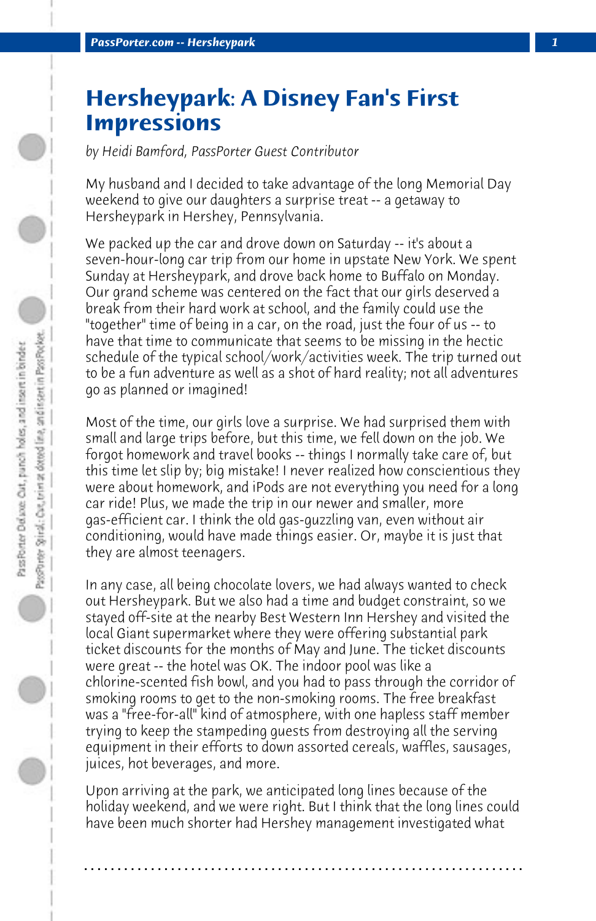# Hersheypark: A Disney Fan's First Impressions

*by Heidi Bamford, PassPorter Guest Contributor*

My husband and I decided to take advantage of the long Memorial Day weekend to give our daughters a surprise treat -- a getaway to Hersheypark in Hershey, Pennsylvania.

We packed up the car and drove down on Saturday -- it's about a seven-hour-long car trip from our home in upstate New York. We spent Sunday at Hersheypark, and drove back home to Buffalo on Monday. Our grand scheme was centered on the fact that our girls deserved a break from their hard work at school, and the family could use the "together" time of being in a car, on the road, just the four of us -- to have that time to communicate that seems to be missing in the hectic schedule of the typical school/work/activities week. The trip turned out to be a fun adventure as well as a shot of hard reality; not all adventures go as planned or imagined!

Most of the time, our girls love a surprise. We had surprised them with small and large trips before, but this time, we fell down on the job. We forgot homework and travel books -- things I normally take care of, but this time let slip by; big mistake! I never realized how conscientious they were about homework, and iPods are not everything you need for a long car ride! Plus, we made the trip in our newer and smaller, more gas-efficient car. I think the old gas-guzzling van, even without air conditioning, would have made things easier. Or, maybe it is just that they are almost teenagers.

In any case, all being chocolate lovers, we had always wanted to check out Hersheypark. But we also had a time and budget constraint, so we stayed off-site at the nearby Best Western Inn Hershey and visited the local Giant supermarket where they were offering substantial park ticket discounts for the months of May and June. The ticket discounts were great -- the hotel was OK. The indoor pool was like a chlorine-scented fish bowl, and you had to pass through the corridor of smoking rooms to get to the non-smoking rooms. The free breakfast was a "free-for-all" kind of atmosphere, with one hapless staff member trying to keep the stampeding guests from destroying all the serving equipment in their efforts to down assorted cereals, waffles, sausages, juices, hot beverages, and more.

Upon arriving at the park, we anticipated long lines because of the holiday weekend, and we were right. But I think that the long lines could have been much shorter had Hershey management investigated what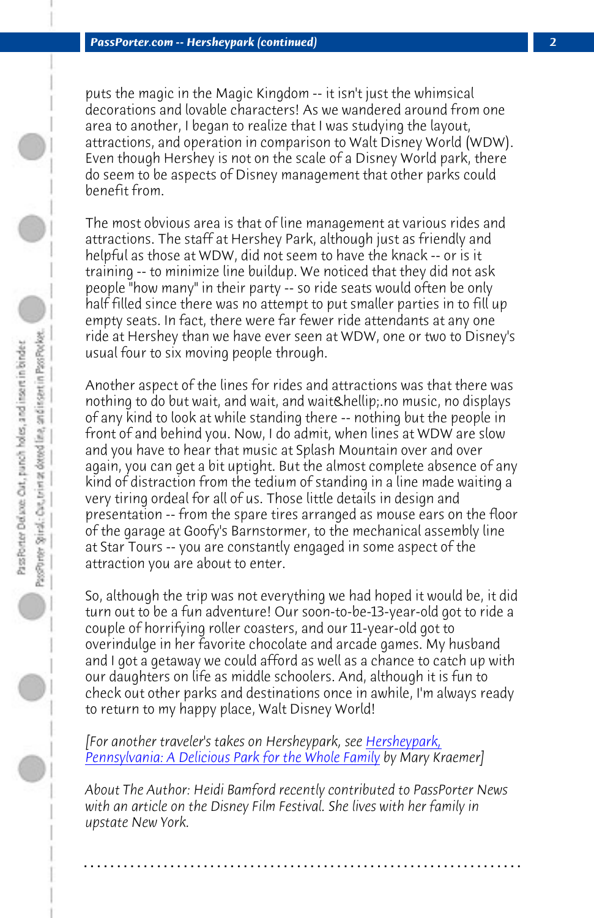puts the magic in the Magic Kingdom -- it isn't just the whimsical decorations and lovable characters! As we wandered around from one area to another, I began to realize that I was studying the layout, attractions, and operation in comparison to Walt Disney World (WDW). Even though Hershey is not on the scale of a Disney World park, there do seem to be aspects of Disney management that other parks could benefit from.

The most obvious area is that of line management at various rides and attractions. The staff at Hershey Park, although just as friendly and helpful as those at WDW, did not seem to have the knack -- or is it training -- to minimize line buildup. We noticed that they did not ask people "how many" in their party -- so ride seats would often be only half filled since there was no attempt to put smaller parties in to fill up empty seats. In fact, there were far fewer ride attendants at any one ride at Hershey than we have ever seen at WDW, one or two to Disney's usual four to six moving people through.

Another aspect of the lines for rides and attractions was that there was nothing to do but wait, and wait, and wait&hellip;.no music, no displays of any kind to look at while standing there -- nothing but the people in front of and behind you. Now, I do admit, when lines at WDW are slow and you have to hear that music at Splash Mountain over and over again, you can get a bit uptight. But the almost complete absence of any kind of distraction from the tedium of standing in a line made waiting a very tiring ordeal for all of us. Those little details in design and presentation -- from the spare tires arranged as mouse ears on the floor of the garage at Goofy's Barnstormer, to the mechanical assembly line at Star Tours -- you are constantly engaged in some aspect of the attraction you are about to enter.

So, although the trip was not everything we had hoped it would be, it did turn out to be a fun adventure! Our soon-to-be-13-year-old got to ride a couple of horrifying roller coasters, and our 11-year-old got to overindulge in her favorite chocolate and arcade games. My husband and I got a getaway we could afford as well as a chance to catch up with our daughters on life as middle schoolers. And, although it is fun to check out other parks and destinations once in awhile, I'm always ready to return to my happy place, Walt Disney World!

*[For another traveler's takes on Hersheypark, see Hersheypark, Pennsylvania: A Delicious Park for the Whole Family by Mary Kraemer]*

*About The Author: Heidi Bamford recently contributed to PassPorter News with an article on the Disney Film Festival. She lives with her family in upstate New York.*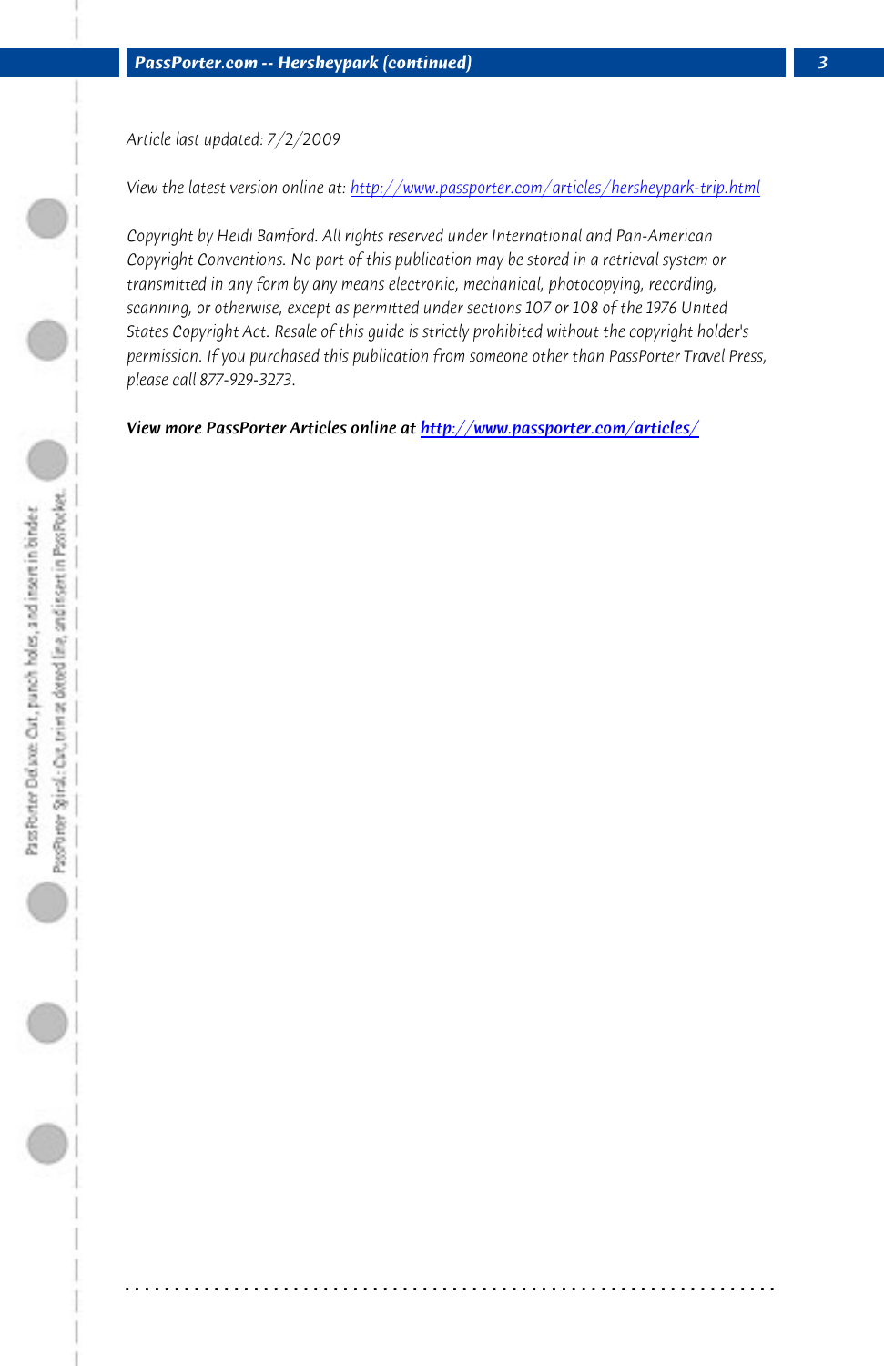*Article last updated: 7/2/2009*

*View the latest version online at: http://www.passporter.com/articles/hersheypark-trip.html*

*Copyright by Heidi Bamford. All rights reserved under International and Pan-American Copyright Conventions. No part of this publication may be stored in a retrieval system or transmitted in any form by any means electronic, mechanical, photocopying, recording, scanning, or otherwise, except as permitted under sections 107 or 108 of the 1976 United States Copyright Act. Resale of this guide is strictly prohibited without the copyright holder's permission. If you purchased this publication from someone other than PassPorter Travel Press, please call 877-929-3273.*

***View more PassPorter Articles online at http://www.passporter.com/articles/***